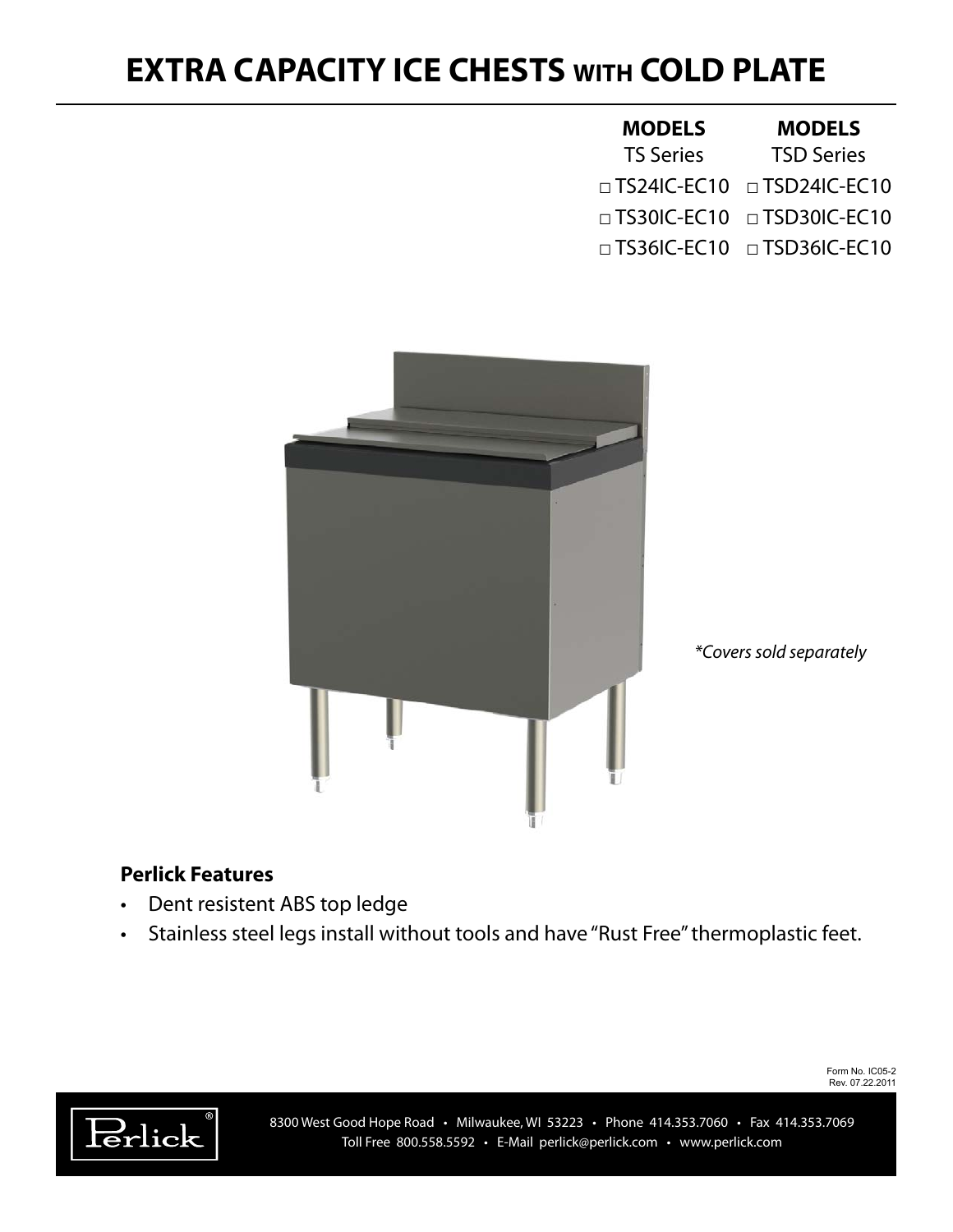# EXTRA CAPACITY ICE CHESTS WITH COLD PLATE

| MODELS | MODELS |
| --- | --- |
| TS Series | TSD Series |
| □ TS24IC-EC10 | □ TSD24IC-EC10 |
| □ TS30IC-EC10 | □ TSD30IC-EC10 |
| □ TS36IC-EC10 | □ TSD36IC-EC10 |

*\*Covers sold separately*

### Perlick Features

- Dent resistent ABS top ledge
- Stainless steel legs install without tools and have "Rust Free" thermoplastic feet.

Form No. IC05-2
Rev. 07.22.2011

Perlick®

8300 West Good Hope Road • Milwaukee, WI 53223 • Phone 414.353.7060 • Fax 414.353.7069
Toll Free 800.558.5592 • E-Mail perlick@perlick.com • www.perlick.com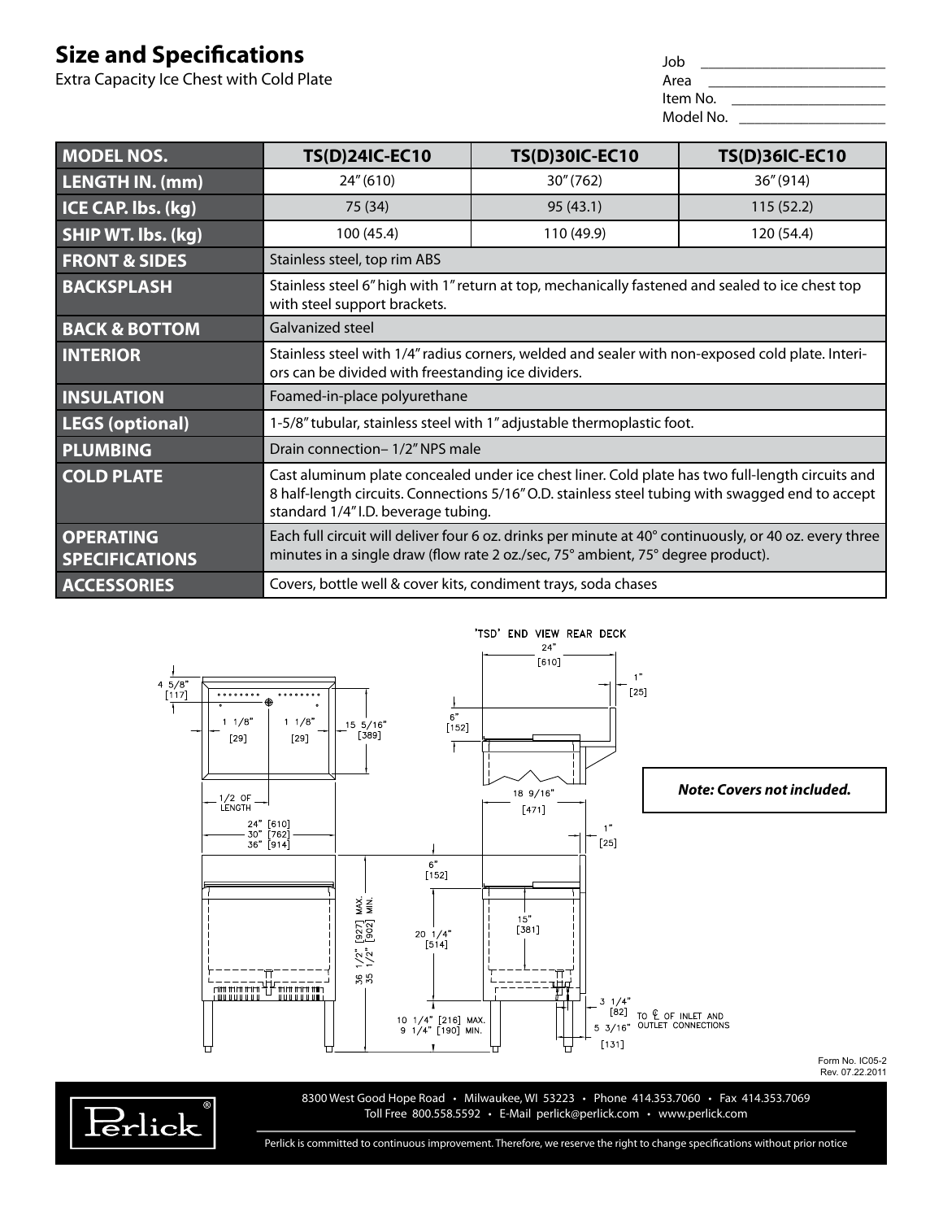# Size and Specifications

Extra Capacity Ice Chest with Cold Plate

Job \_\_\_\_\_\_\_\_\_\_\_\_\_\_\_\_\_\_\_\_
Area \_\_\_\_\_\_\_\_\_\_\_\_\_\_\_\_\_\_\_\_
Item No. \_\_\_\_\_\_\_\_\_\_\_\_\_\_\_\_\_\_\_\_
Model No. \_\_\_\_\_\_\_\_\_\_\_\_\_\_\_\_\_\_\_\_

| MODEL NOS. | TS(D)24IC-EC10 | TS(D)30IC-EC10 | TS(D)36IC-EC10 |
|---|---|---|---|
| LENGTH IN. (mm) | 24" (610) | 30" (762) | 36" (914) |
| ICE CAP. lbs. (kg) | 75 (34) | 95 (43.1) | 115 (52.2) |
| SHIP WT. lbs. (kg) | 100 (45.4) | 110 (49.9) | 120 (54.4) |
| FRONT & SIDES | Stainless steel, top rim ABS | | |
| BACKSPLASH | Stainless steel 6" high with 1" return at top, mechanically fastened and sealed to ice chest top with steel support brackets. | | |
| BACK & BOTTOM | Galvanized steel | | |
| INTERIOR | Stainless steel with 1/4" radius corners, welded and sealer with non-exposed cold plate. Interiors can be divided with freestanding ice dividers. | | |
| INSULATION | Foamed-in-place polyurethane | | |
| LEGS (optional) | 1-5/8" tubular, stainless steel with 1" adjustable thermoplastic foot. | | |
| PLUMBING | Drain connection– 1/2" NPS male | | |
| COLD PLATE | Cast aluminum plate concealed under ice chest liner. Cold plate has two full-length circuits and 8 half-length circuits. Connections 5/16" O.D. stainless steel tubing with swagged end to accept standard 1/4" I.D. beverage tubing. | | |
| OPERATING SPECIFICATIONS | Each full circuit will deliver four 6 oz. drinks per minute at 40° continuously, or 40 oz. every three minutes in a single draw (flow rate 2 oz./sec, 75° ambient, 75° degree product). | | |
| ACCESSORIES | Covers, bottle well & cover kits, condiment trays, soda chases | | |

'TSD' END VIEW REAR DECK

4 5/8" [117]
1 1/8" [29]
1 1/8" [29]
15 5/16" [389]
1/2 OF LENGTH
24" [610]
30" [762]
36" [914]
36 1/2" [927] MAX.
35 1/2" [902] MIN.
24" [610]
1" [25]
6" [152]
18 9/16" [471]
1" [25]
6" [152]
20 1/4" [514]
15" [381]
10 1/4" [216] MAX.
9 1/4" [190] MIN.
3 1/4" [82]
5 3/16" [131]
TO ℄ OF INLET AND OUTLET CONNECTIONS

***Note: Covers not included.***

Form No. IC05-2
Rev. 07.22.2011

Perlick®

8300 West Good Hope Road • Milwaukee, WI 53223 • Phone 414.353.7060 • Fax 414.353.7069
Toll Free 800.558.5592 • E-Mail perlick@perlick.com • www.perlick.com

Perlick is committed to continuous improvement. Therefore, we reserve the right to change specifications without prior notice